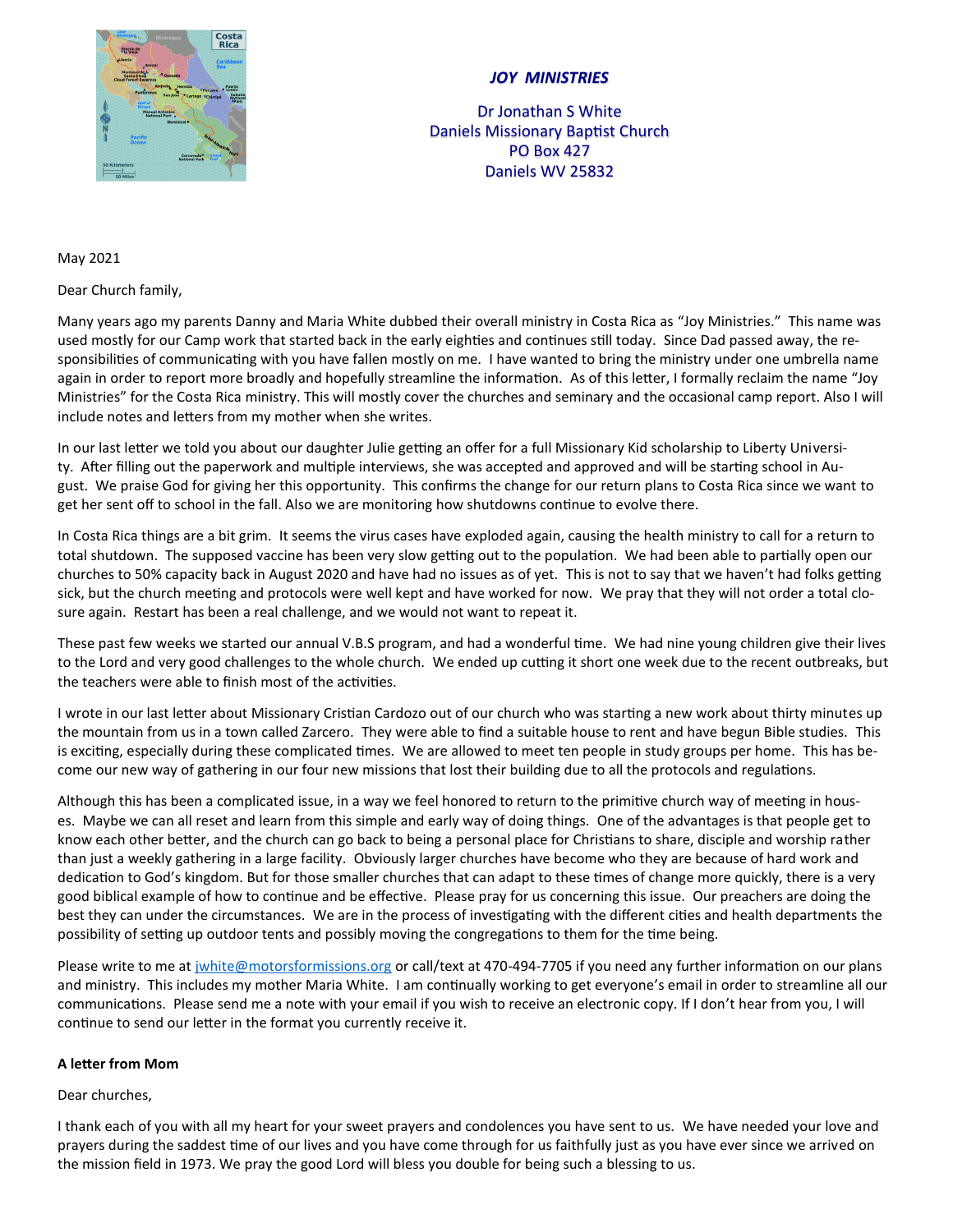**_JOY MINISTRIES_**

Dr Jonathan S White
Daniels Missionary Baptist Church
PO Box 427
Daniels WV 25832

May 2021

Dear Church family,

Many years ago my parents Danny and Maria White dubbed their overall ministry in Costa Rica as "Joy Ministries." This name was used mostly for our Camp work that started back in the early eighties and continues still today. Since Dad passed away, the responsibilities of communicating with you have fallen mostly on me. I have wanted to bring the ministry under one umbrella name again in order to report more broadly and hopefully streamline the information. As of this letter, I formally reclaim the name "Joy Ministries" for the Costa Rica ministry. This will mostly cover the churches and seminary and the occasional camp report. Also I will include notes and letters from my mother when she writes.

In our last letter we told you about our daughter Julie getting an offer for a full Missionary Kid scholarship to Liberty University. After filling out the paperwork and multiple interviews, she was accepted and approved and will be starting school in August. We praise God for giving her this opportunity. This confirms the change for our return plans to Costa Rica since we want to get her sent off to school in the fall. Also we are monitoring how shutdowns continue to evolve there.

In Costa Rica things are a bit grim. It seems the virus cases have exploded again, causing the health ministry to call for a return to total shutdown. The supposed vaccine has been very slow getting out to the population. We had been able to partially open our churches to 50% capacity back in August 2020 and have had no issues as of yet. This is not to say that we haven't had folks getting sick, but the church meeting and protocols were well kept and have worked for now. We pray that they will not order a total closure again. Restart has been a real challenge, and we would not want to repeat it.

These past few weeks we started our annual V.B.S program, and had a wonderful time. We had nine young children give their lives to the Lord and very good challenges to the whole church. We ended up cutting it short one week due to the recent outbreaks, but the teachers were able to finish most of the activities.

I wrote in our last letter about Missionary Cristian Cardozo out of our church who was starting a new work about thirty minutes up the mountain from us in a town called Zarcero. They were able to find a suitable house to rent and have begun Bible studies. This is exciting, especially during these complicated times. We are allowed to meet ten people in study groups per home. This has become our new way of gathering in our four new missions that lost their building due to all the protocols and regulations.

Although this has been a complicated issue, in a way we feel honored to return to the primitive church way of meeting in houses. Maybe we can all reset and learn from this simple and early way of doing things. One of the advantages is that people get to know each other better, and the church can go back to being a personal place for Christians to share, disciple and worship rather than just a weekly gathering in a large facility. Obviously larger churches have become who they are because of hard work and dedication to God's kingdom. But for those smaller churches that can adapt to these times of change more quickly, there is a very good biblical example of how to continue and be effective. Please pray for us concerning this issue. Our preachers are doing the best they can under the circumstances. We are in the process of investigating with the different cities and health departments the possibility of setting up outdoor tents and possibly moving the congregations to them for the time being.

Please write to me at jwhite@motorsformissions.org or call/text at 470-494-7705 if you need any further information on our plans and ministry. This includes my mother Maria White. I am continually working to get everyone's email in order to streamline all our communications. Please send me a note with your email if you wish to receive an electronic copy. If I don't hear from you, I will continue to send our letter in the format you currently receive it.

**A letter from Mom**

Dear churches,

I thank each of you with all my heart for your sweet prayers and condolences you have sent to us. We have needed your love and prayers during the saddest time of our lives and you have come through for us faithfully just as you have ever since we arrived on the mission field in 1973. We pray the good Lord will bless you double for being such a blessing to us.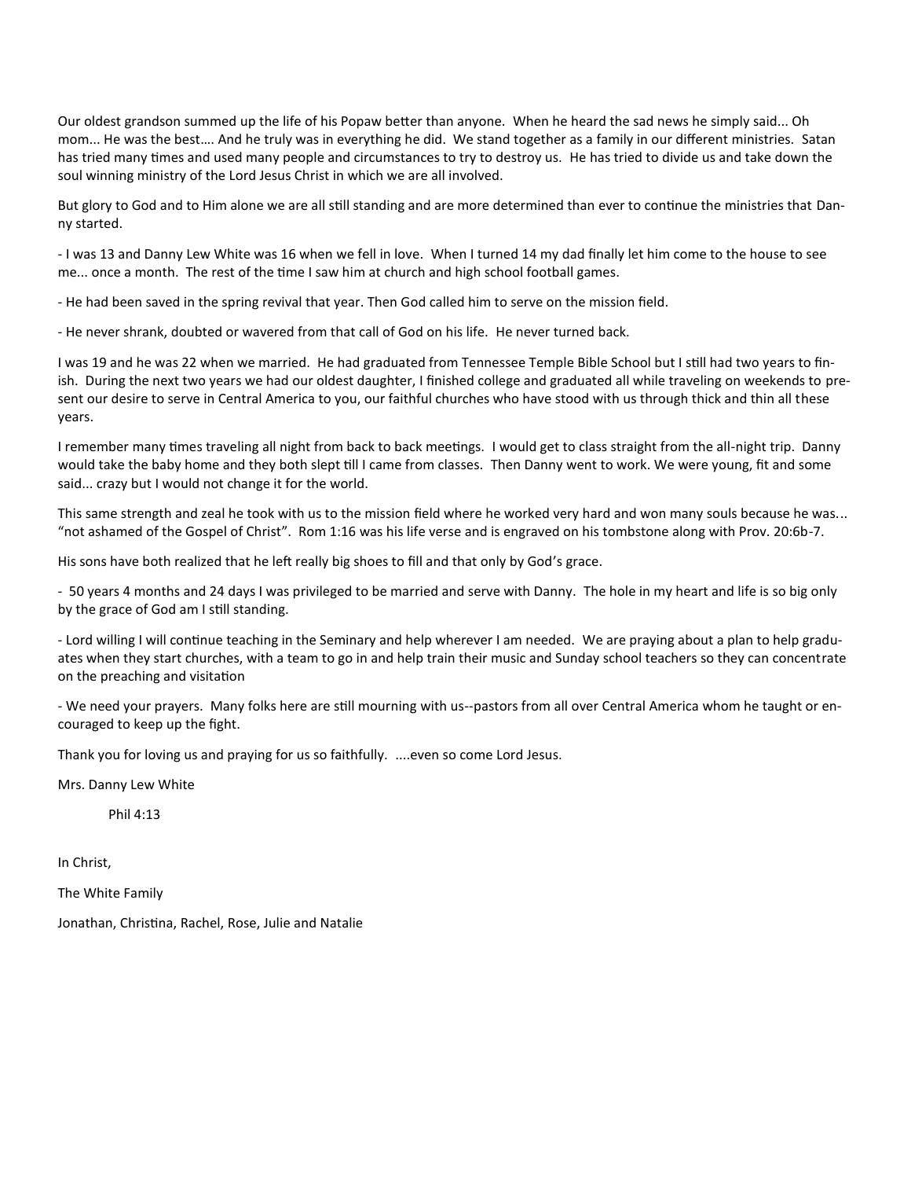Our oldest grandson summed up the life of his Popaw better than anyone. When he heard the sad news he simply said... Oh mom... He was the best…. And he truly was in everything he did. We stand together as a family in our different ministries. Satan has tried many times and used many people and circumstances to try to destroy us. He has tried to divide us and take down the soul winning ministry of the Lord Jesus Christ in which we are all involved.

But glory to God and to Him alone we are all still standing and are more determined than ever to continue the ministries that Danny started.

- I was 13 and Danny Lew White was 16 when we fell in love. When I turned 14 my dad finally let him come to the house to see me... once a month. The rest of the time I saw him at church and high school football games.

- He had been saved in the spring revival that year. Then God called him to serve on the mission field.

- He never shrank, doubted or wavered from that call of God on his life. He never turned back.

I was 19 and he was 22 when we married. He had graduated from Tennessee Temple Bible School but I still had two years to finish. During the next two years we had our oldest daughter, I finished college and graduated all while traveling on weekends to present our desire to serve in Central America to you, our faithful churches who have stood with us through thick and thin all these years.

I remember many times traveling all night from back to back meetings. I would get to class straight from the all-night trip. Danny would take the baby home and they both slept till I came from classes. Then Danny went to work. We were young, fit and some said... crazy but I would not change it for the world.

This same strength and zeal he took with us to the mission field where he worked very hard and won many souls because he was... "not ashamed of the Gospel of Christ". Rom 1:16 was his life verse and is engraved on his tombstone along with Prov. 20:6b-7.

His sons have both realized that he left really big shoes to fill and that only by God's grace.

- 50 years 4 months and 24 days I was privileged to be married and serve with Danny. The hole in my heart and life is so big only by the grace of God am I still standing.

- Lord willing I will continue teaching in the Seminary and help wherever I am needed. We are praying about a plan to help graduates when they start churches, with a team to go in and help train their music and Sunday school teachers so they can concentrate on the preaching and visitation

- We need your prayers. Many folks here are still mourning with us--pastors from all over Central America whom he taught or encouraged to keep up the fight.

Thank you for loving us and praying for us so faithfully. ....even so come Lord Jesus.

Mrs. Danny Lew White

Phil 4:13

In Christ,

The White Family

Jonathan, Christina, Rachel, Rose, Julie and Natalie